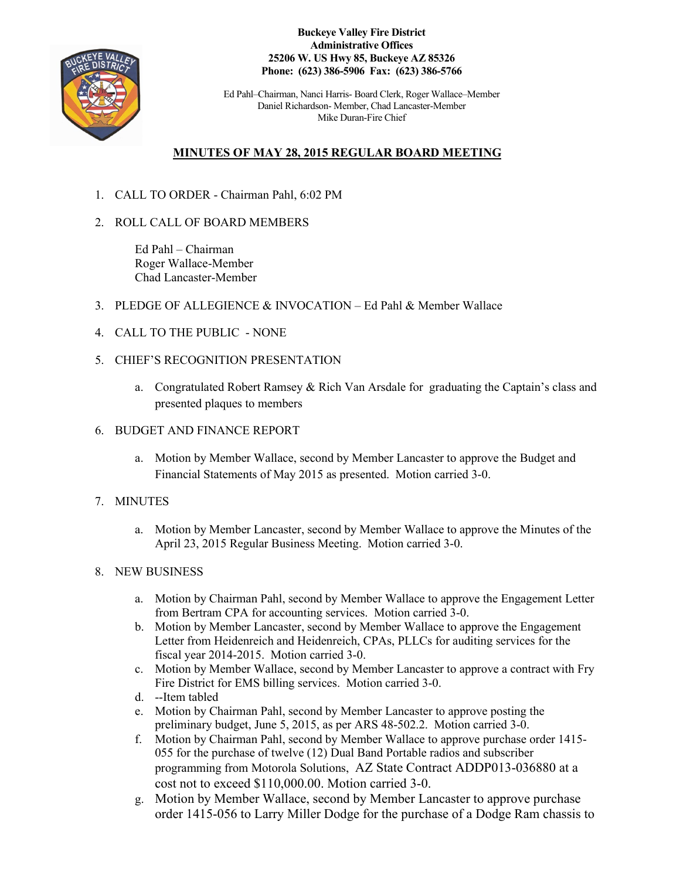**Buckeye Valley Fire District**
**Administrative Offices**
**25206 W. US Hwy 85, Buckeye AZ 85326**
**Phone: (623) 386-5906 Fax: (623) 386-5766**

Ed Pahl–Chairman, Nanci Harris- Board Clerk, Roger Wallace–Member
Daniel Richardson- Member, Chad Lancaster-Member
Mike Duran-Fire Chief

## MINUTES OF MAY 28, 2015 REGULAR BOARD MEETING

1. CALL TO ORDER - Chairman Pahl, 6:02 PM

2. ROLL CALL OF BOARD MEMBERS

   Ed Pahl – Chairman
   Roger Wallace-Member
   Chad Lancaster-Member

3. PLEDGE OF ALLEGIENCE & INVOCATION – Ed Pahl & Member Wallace

4. CALL TO THE PUBLIC - NONE

5. CHIEF'S RECOGNITION PRESENTATION

   a. Congratulated Robert Ramsey & Rich Van Arsdale for graduating the Captain's class and presented plaques to members

6. BUDGET AND FINANCE REPORT

   a. Motion by Member Wallace, second by Member Lancaster to approve the Budget and Financial Statements of May 2015 as presented. Motion carried 3-0.

7. MINUTES

   a. Motion by Member Lancaster, second by Member Wallace to approve the Minutes of the April 23, 2015 Regular Business Meeting. Motion carried 3-0.

8. NEW BUSINESS

   a. Motion by Chairman Pahl, second by Member Wallace to approve the Engagement Letter from Bertram CPA for accounting services. Motion carried 3-0.
   b. Motion by Member Lancaster, second by Member Wallace to approve the Engagement Letter from Heidenreich and Heidenreich, CPAs, PLLCs for auditing services for the fiscal year 2014-2015. Motion carried 3-0.
   c. Motion by Member Wallace, second by Member Lancaster to approve a contract with Fry Fire District for EMS billing services. Motion carried 3-0.
   d. --Item tabled
   e. Motion by Chairman Pahl, second by Member Lancaster to approve posting the preliminary budget, June 5, 2015, as per ARS 48-502.2. Motion carried 3-0.
   f. Motion by Chairman Pahl, second by Member Wallace to approve purchase order 1415-055 for the purchase of twelve (12) Dual Band Portable radios and subscriber programming from Motorola Solutions, AZ State Contract ADDP013-036880 at a cost not to exceed $110,000.00. Motion carried 3-0.
   g. Motion by Member Wallace, second by Member Lancaster to approve purchase order 1415-056 to Larry Miller Dodge for the purchase of a Dodge Ram chassis to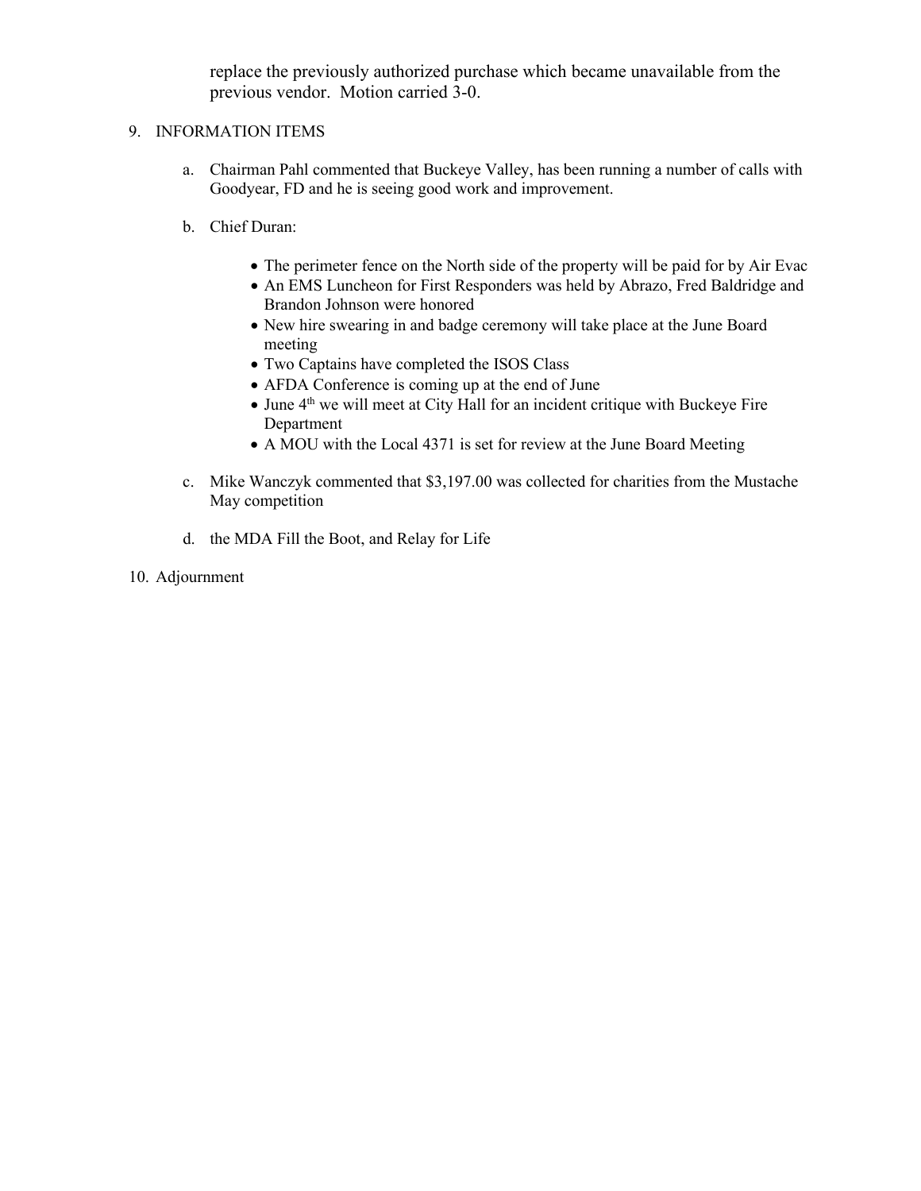replace the previously authorized purchase which became unavailable from the previous vendor. Motion carried 3-0.

9. INFORMATION ITEMS

   a. Chairman Pahl commented that Buckeye Valley, has been running a number of calls with Goodyear, FD and he is seeing good work and improvement.

   b. Chief Duran:

      - The perimeter fence on the North side of the property will be paid for by Air Evac
      - An EMS Luncheon for First Responders was held by Abrazo, Fred Baldridge and Brandon Johnson were honored
      - New hire swearing in and badge ceremony will take place at the June Board meeting
      - Two Captains have completed the ISOS Class
      - AFDA Conference is coming up at the end of June
      - June 4th we will meet at City Hall for an incident critique with Buckeye Fire Department
      - A MOU with the Local 4371 is set for review at the June Board Meeting

   c. Mike Wanczyk commented that $3,197.00 was collected for charities from the Mustache May competition

   d. the MDA Fill the Boot, and Relay for Life

10. Adjournment